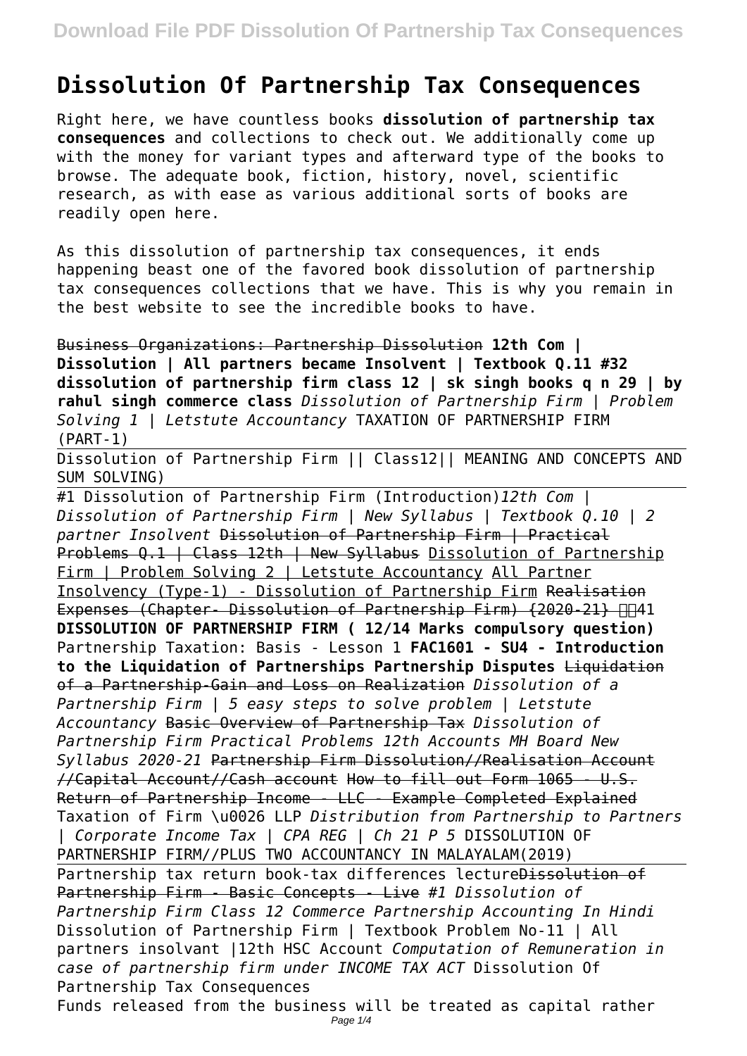# Dissolution Of Partnership Tax Consequences

Right here, we have countless books **dissolution of partnership tax consequences** and collections to check out. We additionally come up with the money for variant types and afterward type of the books to browse. The adequate book, fiction, history, novel, scientific research, as with ease as various additional sorts of books are readily open here.

As this dissolution of partnership tax consequences, it ends happening beast one of the favored book dissolution of partnership tax consequences collections that we have. This is why you remain in the best website to see the incredible books to have.

Business Organizations: Partnership Dissolution **12th Com | Dissolution | All partners became Insolvent | Textbook Q.11 #32 dissolution of partnership firm class 12 | sk singh books q n 29 | by rahul singh commerce class** *Dissolution of Partnership Firm | Problem Solving 1 | Letstute Accountancy* TAXATION OF PARTNERSHIP FIRM (PART-1)

Dissolution of Partnership Firm || Class12|| MEANING AND CONCEPTS AND SUM SOLVING)

#1 Dissolution of Partnership Firm (Introduction)*12th Com | Dissolution of Partnership Firm | New Syllabus | Textbook Q.10 | 2 partner Insolvent* Dissolution of Partnership Firm | Practical Problems Q.1 | Class 12th | New Syllabus Dissolution of Partnership Firm | Problem Solving 2 | Letstute Accountancy All Partner Insolvency (Type-1) - Dissolution of Partnership Firm Realisation Expenses (Chapter- Dissolution of Partnership Firm) {2020-21} 41 **DISSOLUTION OF PARTNERSHIP FIRM ( 12/14 Marks compulsory question)** Partnership Taxation: Basis - Lesson 1 **FAC1601 - SU4 - Introduction to the Liquidation of Partnerships Partnership Disputes** Liquidation of a Partnership-Gain and Loss on Realization *Dissolution of a Partnership Firm | 5 easy steps to solve problem | Letstute Accountancy* Basic Overview of Partnership Tax *Dissolution of Partnership Firm Practical Problems 12th Accounts MH Board New Syllabus 2020-21* Partnership Firm Dissolution//Realisation Account //Capital Account//Cash account How to fill out Form 1065 - U.S. Return of Partnership Income - LLC - Example Completed Explained Taxation of Firm \u0026 LLP *Distribution from Partnership to Partners | Corporate Income Tax | CPA REG | Ch 21 P 5* DISSOLUTION OF PARTNERSHIP FIRM//PLUS TWO ACCOUNTANCY IN MALAYALAM(2019)

Partnership tax return book-tax differences lectureDissolution of Partnership Firm - Basic Concepts - Live *#1 Dissolution of Partnership Firm Class 12 Commerce Partnership Accounting In Hindi* Dissolution of Partnership Firm | Textbook Problem No-11 | All partners insolvant |12th HSC Account *Computation of Remuneration in case of partnership firm under INCOME TAX ACT* Dissolution Of Partnership Tax Consequences

Funds released from the business will be treated as capital rather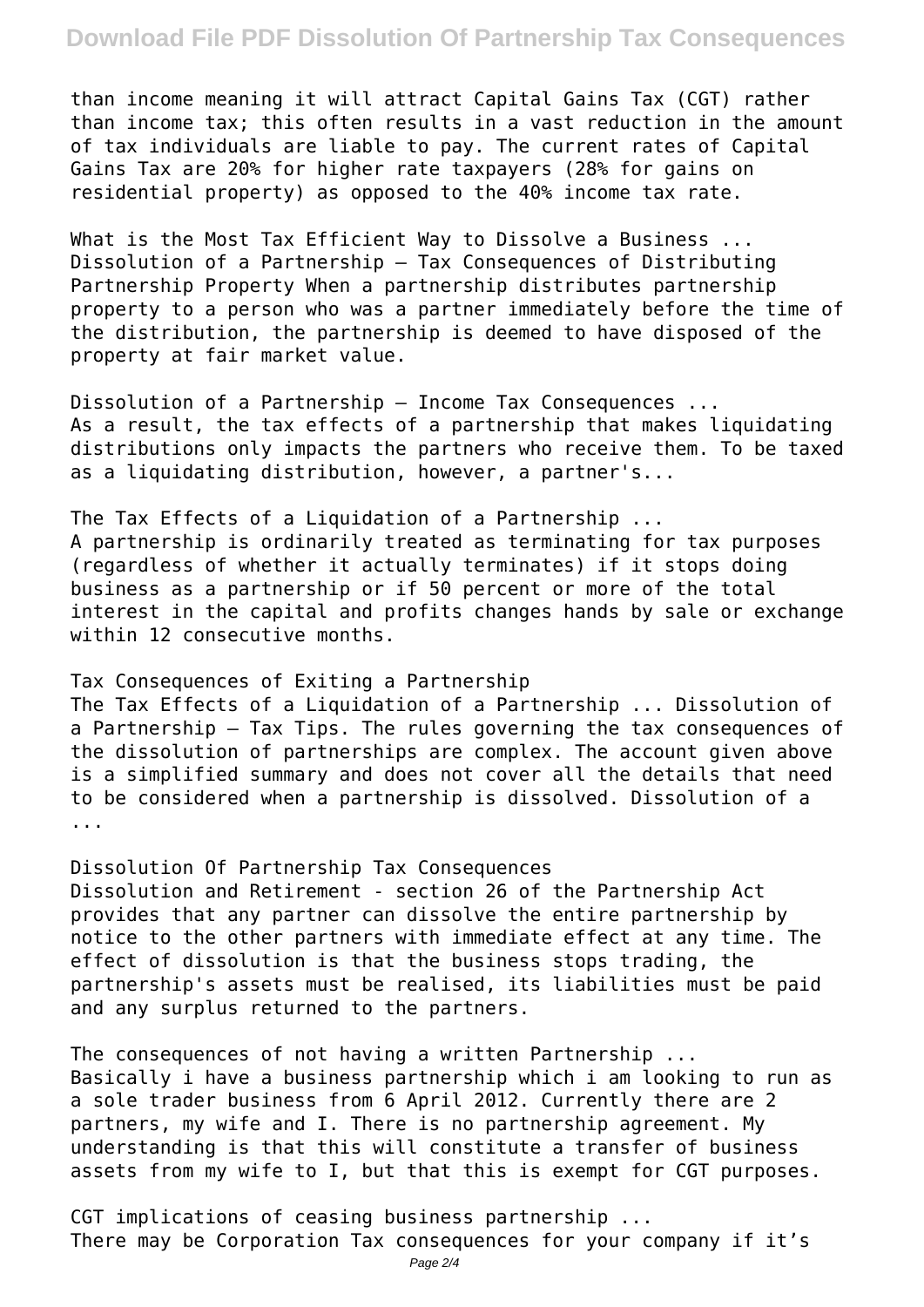than income meaning it will attract Capital Gains Tax (CGT) rather than income tax; this often results in a vast reduction in the amount of tax individuals are liable to pay. The current rates of Capital Gains Tax are 20% for higher rate taxpayers (28% for gains on residential property) as opposed to the 40% income tax rate.

What is the Most Tax Efficient Way to Dissolve a Business ...
Dissolution of a Partnership – Tax Consequences of Distributing Partnership Property When a partnership distributes partnership property to a person who was a partner immediately before the time of the distribution, the partnership is deemed to have disposed of the property at fair market value.

Dissolution of a Partnership – Income Tax Consequences ...
As a result, the tax effects of a partnership that makes liquidating distributions only impacts the partners who receive them. To be taxed as a liquidating distribution, however, a partner's...

The Tax Effects of a Liquidation of a Partnership ...
A partnership is ordinarily treated as terminating for tax purposes (regardless of whether it actually terminates) if it stops doing business as a partnership or if 50 percent or more of the total interest in the capital and profits changes hands by sale or exchange within 12 consecutive months.

Tax Consequences of Exiting a Partnership
The Tax Effects of a Liquidation of a Partnership ... Dissolution of a Partnership – Tax Tips. The rules governing the tax consequences of the dissolution of partnerships are complex. The account given above is a simplified summary and does not cover all the details that need to be considered when a partnership is dissolved. Dissolution of a ...

Dissolution Of Partnership Tax Consequences
Dissolution and Retirement - section 26 of the Partnership Act provides that any partner can dissolve the entire partnership by notice to the other partners with immediate effect at any time. The effect of dissolution is that the business stops trading, the partnership's assets must be realised, its liabilities must be paid and any surplus returned to the partners.

The consequences of not having a written Partnership ...
Basically i have a business partnership which i am looking to run as a sole trader business from 6 April 2012. Currently there are 2 partners, my wife and I. There is no partnership agreement. My understanding is that this will constitute a transfer of business assets from my wife to I, but that this is exempt for CGT purposes.

CGT implications of ceasing business partnership ...
There may be Corporation Tax consequences for your company if it's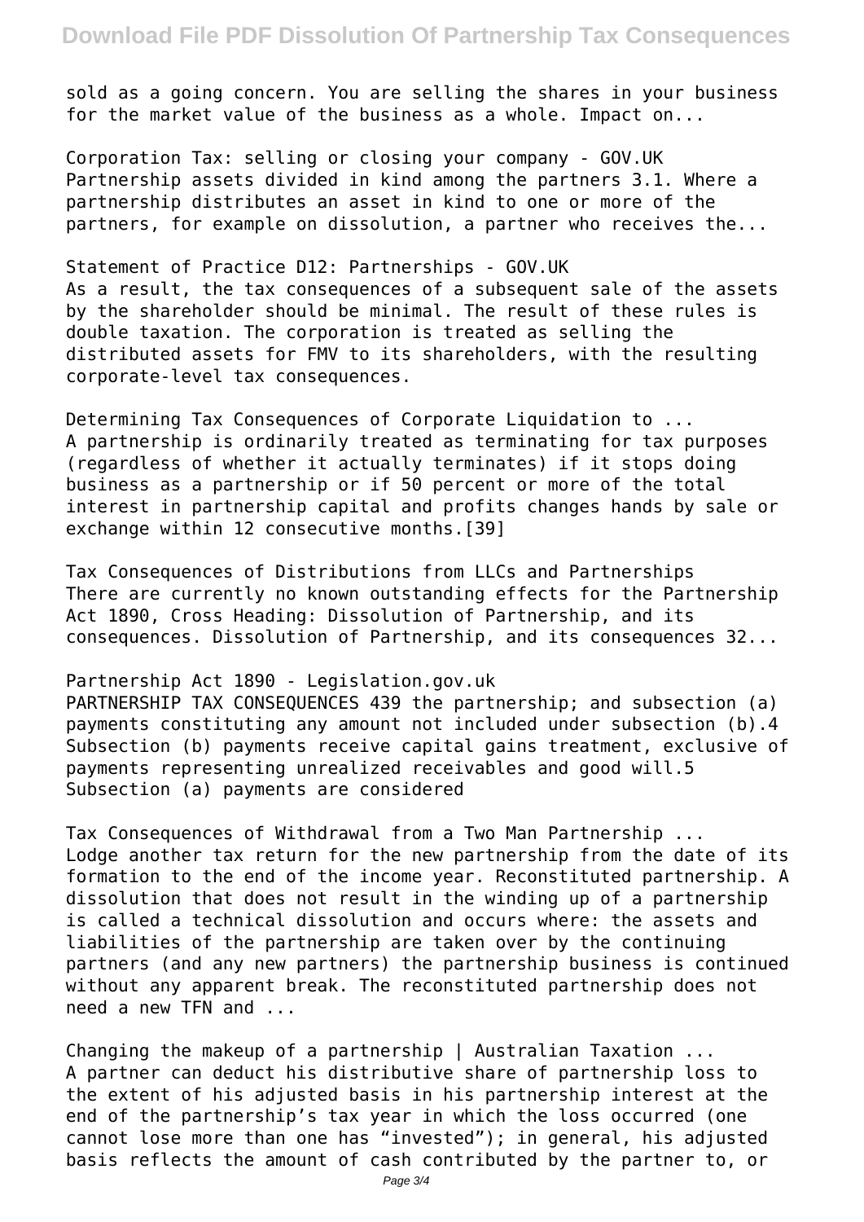sold as a going concern. You are selling the shares in your business for the market value of the business as a whole. Impact on...

Corporation Tax: selling or closing your company - GOV.UK
Partnership assets divided in kind among the partners 3.1. Where a partnership distributes an asset in kind to one or more of the partners, for example on dissolution, a partner who receives the...

Statement of Practice D12: Partnerships - GOV.UK
As a result, the tax consequences of a subsequent sale of the assets by the shareholder should be minimal. The result of these rules is double taxation. The corporation is treated as selling the distributed assets for FMV to its shareholders, with the resulting corporate-level tax consequences.

Determining Tax Consequences of Corporate Liquidation to ...
A partnership is ordinarily treated as terminating for tax purposes (regardless of whether it actually terminates) if it stops doing business as a partnership or if 50 percent or more of the total interest in partnership capital and profits changes hands by sale or exchange within 12 consecutive months.[39]

Tax Consequences of Distributions from LLCs and Partnerships
There are currently no known outstanding effects for the Partnership Act 1890, Cross Heading: Dissolution of Partnership, and its consequences. Dissolution of Partnership, and its consequences 32...

Partnership Act 1890 - Legislation.gov.uk
PARTNERSHIP TAX CONSEQUENCES 439 the partnership; and subsection (a) payments constituting any amount not included under subsection (b).4 Subsection (b) payments receive capital gains treatment, exclusive of payments representing unrealized receivables and good will.5 Subsection (a) payments are considered

Tax Consequences of Withdrawal from a Two Man Partnership ...
Lodge another tax return for the new partnership from the date of its formation to the end of the income year. Reconstituted partnership. A dissolution that does not result in the winding up of a partnership is called a technical dissolution and occurs where: the assets and liabilities of the partnership are taken over by the continuing partners (and any new partners) the partnership business is continued without any apparent break. The reconstituted partnership does not need a new TFN and ...

Changing the makeup of a partnership | Australian Taxation ...
A partner can deduct his distributive share of partnership loss to the extent of his adjusted basis in his partnership interest at the end of the partnership's tax year in which the loss occurred (one cannot lose more than one has "invested"); in general, his adjusted basis reflects the amount of cash contributed by the partner to, or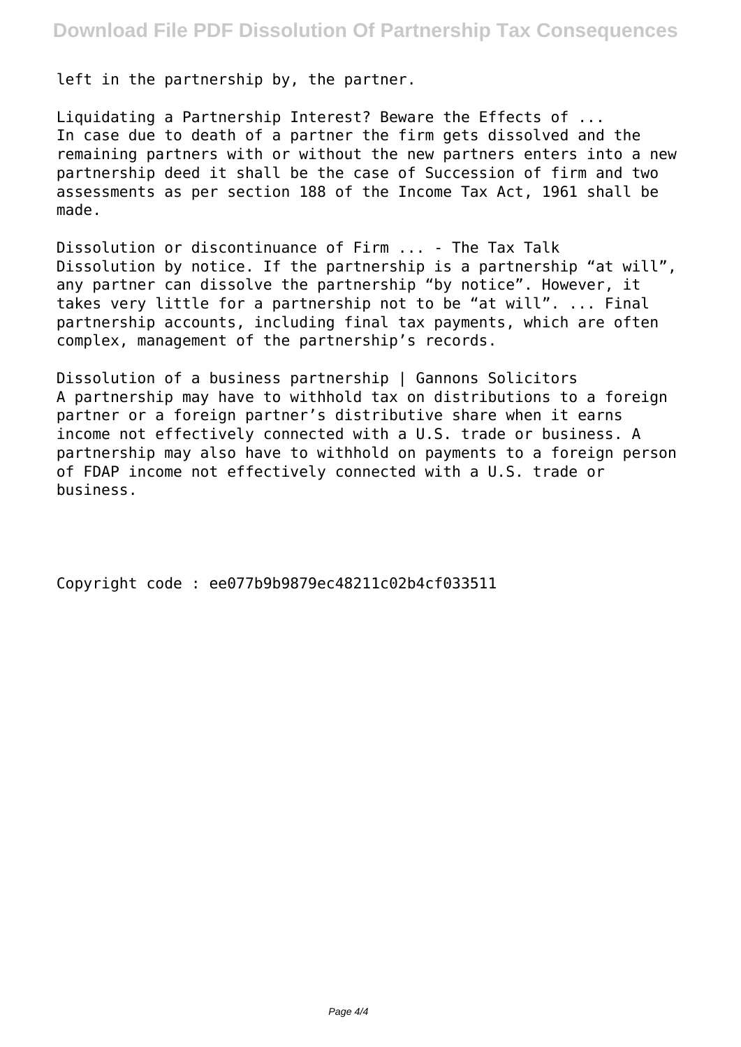left in the partnership by, the partner.

Liquidating a Partnership Interest? Beware the Effects of ...
In case due to death of a partner the firm gets dissolved and the remaining partners with or without the new partners enters into a new partnership deed it shall be the case of Succession of firm and two assessments as per section 188 of the Income Tax Act, 1961 shall be made.

Dissolution or discontinuance of Firm ... - The Tax Talk
Dissolution by notice. If the partnership is a partnership “at will”, any partner can dissolve the partnership “by notice”. However, it takes very little for a partnership not to be “at will”. ... Final partnership accounts, including final tax payments, which are often complex, management of the partnership’s records.

Dissolution of a business partnership | Gannons Solicitors
A partnership may have to withhold tax on distributions to a foreign partner or a foreign partner’s distributive share when it earns income not effectively connected with a U.S. trade or business. A partnership may also have to withhold on payments to a foreign person of FDAP income not effectively connected with a U.S. trade or business.

Copyright code : ee077b9b9879ec48211c02b4cf033511